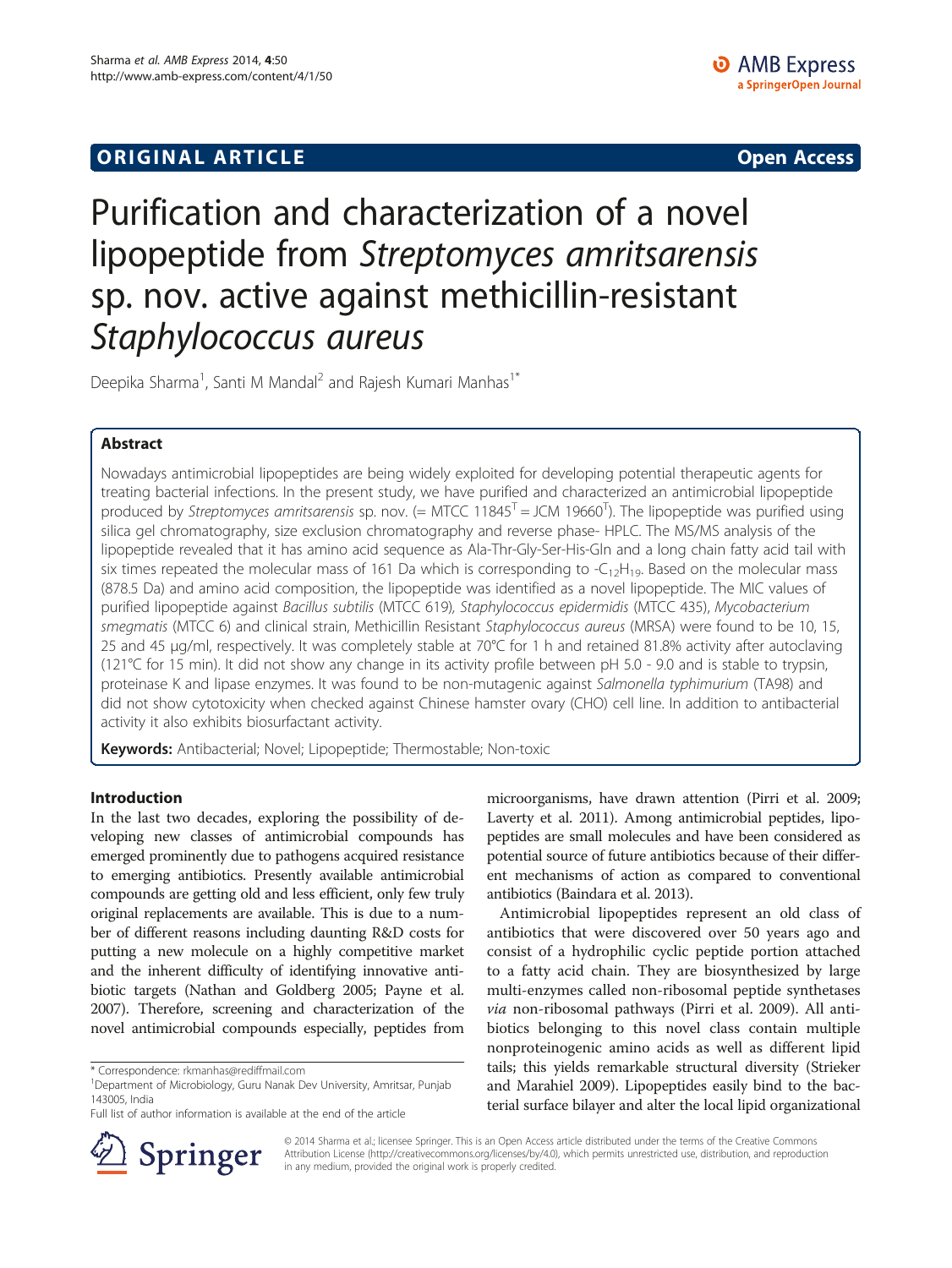**ORIGINAL ARTICLE** **Open Access**

# Purification and characterization of a novel lipopeptide from *Streptomyces amritsarensis* sp. nov. active against methicillin-resistant *Staphylococcus aureus*

Deepika Sharma[1], Santi M Mandal[2] and Rajesh Kumari Manhas[1*]

## Abstract

Nowadays antimicrobial lipopeptides are being widely exploited for developing potential therapeutic agents for treating bacterial infections. In the present study, we have purified and characterized an antimicrobial lipopeptide produced by *Streptomyces amritsarensis* sp. nov. (= MTCC 11845$^T$ = JCM 19660$^T$). The lipopeptide was purified using silica gel chromatography, size exclusion chromatography and reverse phase- HPLC. The MS/MS analysis of the lipopeptide revealed that it has amino acid sequence as Ala-Thr-Gly-Ser-His-Gln and a long chain fatty acid tail with six times repeated the molecular mass of 161 Da which is corresponding to -$C_{12}H_{19}$. Based on the molecular mass (878.5 Da) and amino acid composition, the lipopeptide was identified as a novel lipopeptide. The MIC values of purified lipopeptide against *Bacillus subtilis* (MTCC 619), *Staphylococcus epidermidis* (MTCC 435), *Mycobacterium smegmatis* (MTCC 6) and clinical strain, Methicillin Resistant *Staphylococcus aureus* (MRSA) were found to be 10, 15, 25 and 45 μg/ml, respectively. It was completely stable at 70°C for 1 h and retained 81.8% activity after autoclaving (121°C for 15 min). It did not show any change in its activity profile between pH 5.0 - 9.0 and is stable to trypsin, proteinase K and lipase enzymes. It was found to be non-mutagenic against *Salmonella typhimurium* (TA98) and did not show cytotoxicity when checked against Chinese hamster ovary (CHO) cell line. In addition to antibacterial activity it also exhibits biosurfactant activity.

**Keywords:** Antibacterial; Novel; Lipopeptide; Thermostable; Non-toxic

## Introduction

In the last two decades, exploring the possibility of developing new classes of antimicrobial compounds has emerged prominently due to pathogens acquired resistance to emerging antibiotics. Presently available antimicrobial compounds are getting old and less efficient, only few truly original replacements are available. This is due to a number of different reasons including daunting R&D costs for putting a new molecule on a highly competitive market and the inherent difficulty of identifying innovative antibiotic targets (Nathan and Goldberg 2005; Payne et al. 2007). Therefore, screening and characterization of the novel antimicrobial compounds especially, peptides from microorganisms, have drawn attention (Pirri et al. 2009; Laverty et al. 2011). Among antimicrobial peptides, lipopeptides are small molecules and have been considered as potential source of future antibiotics because of their different mechanisms of action as compared to conventional antibiotics (Baindara et al. 2013).

Antimicrobial lipopeptides represent an old class of antibiotics that were discovered over 50 years ago and consist of a hydrophilic cyclic peptide portion attached to a fatty acid chain. They are biosynthesized by large multi-enzymes called non-ribosomal peptide synthetases *via* non-ribosomal pathways (Pirri et al. 2009). All antibiotics belonging to this novel class contain multiple nonproteinogenic amino acids as well as different lipid tails; this yields remarkable structural diversity (Strieker and Marahiel 2009). Lipopeptides easily bind to the bacterial surface bilayer and alter the local lipid organizational

\* Correspondence: rkmanhas@rediffmail.com
[1]Department of Microbiology, Guru Nanak Dev University, Amritsar, Punjab 143005, India
Full list of author information is available at the end of the article

© 2014 Sharma et al.; licensee Springer. This is an Open Access article distributed under the terms of the Creative Commons Attribution License (http://creativecommons.org/licenses/by/4.0), which permits unrestricted use, distribution, and reproduction in any medium, provided the original work is properly credited.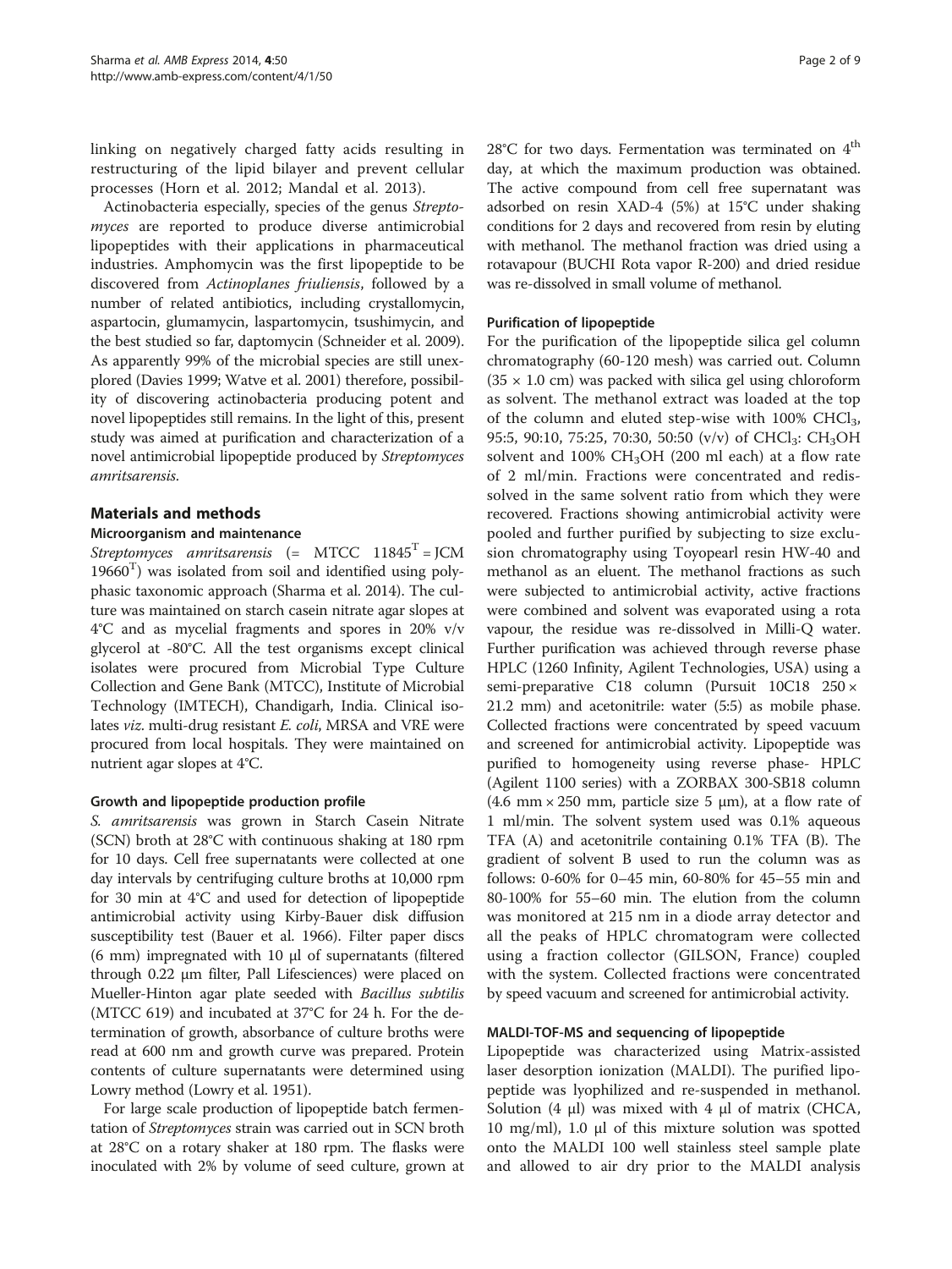linking on negatively charged fatty acids resulting in restructuring of the lipid bilayer and prevent cellular processes (Horn et al. 2012; Mandal et al. 2013).

Actinobacteria especially, species of the genus *Streptomyces* are reported to produce diverse antimicrobial lipopeptides with their applications in pharmaceutical industries. Amphomycin was the first lipopeptide to be discovered from *Actinoplanes friuliensis*, followed by a number of related antibiotics, including crystallomycin, aspartocin, glumamycin, laspartomycin, tsushimycin, and the best studied so far, daptomycin (Schneider et al. 2009). As apparently 99% of the microbial species are still unexplored (Davies 1999; Watve et al. 2001) therefore, possibility of discovering actinobacteria producing potent and novel lipopeptides still remains. In the light of this, present study was aimed at purification and characterization of a novel antimicrobial lipopeptide produced by *Streptomyces amritsarensis*.

## Materials and methods

### Microorganism and maintenance

*Streptomyces amritsarensis* (= MTCC $11845^T$ = JCM $19660^T$) was isolated from soil and identified using polyphasic taxonomic approach (Sharma et al. 2014). The culture was maintained on starch casein nitrate agar slopes at 4°C and as mycelial fragments and spores in 20% v/v glycerol at -80°C. All the test organisms except clinical isolates were procured from Microbial Type Culture Collection and Gene Bank (MTCC), Institute of Microbial Technology (IMTECH), Chandigarh, India. Clinical isolates *viz.* multi-drug resistant *E. coli*, MRSA and VRE were procured from local hospitals. They were maintained on nutrient agar slopes at 4°C.

### Growth and lipopeptide production profile

*S. amritsarensis* was grown in Starch Casein Nitrate (SCN) broth at 28°C with continuous shaking at 180 rpm for 10 days. Cell free supernatants were collected at one day intervals by centrifuging culture broths at 10,000 rpm for 30 min at 4°C and used for detection of lipopeptide antimicrobial activity using Kirby-Bauer disk diffusion susceptibility test (Bauer et al. 1966). Filter paper discs (6 mm) impregnated with 10 μl of supernatants (filtered through 0.22 μm filter, Pall Lifesciences) were placed on Mueller-Hinton agar plate seeded with *Bacillus subtilis* (MTCC 619) and incubated at 37°C for 24 h. For the determination of growth, absorbance of culture broths were read at 600 nm and growth curve was prepared. Protein contents of culture supernatants were determined using Lowry method (Lowry et al. 1951).

For large scale production of lipopeptide batch fermentation of *Streptomyces* strain was carried out in SCN broth at 28°C on a rotary shaker at 180 rpm. The flasks were inoculated with 2% by volume of seed culture, grown at 28°C for two days. Fermentation was terminated on 4th day, at which the maximum production was obtained. The active compound from cell free supernatant was adsorbed on resin XAD-4 (5%) at 15°C under shaking conditions for 2 days and recovered from resin by eluting with methanol. The methanol fraction was dried using a rotavapour (BUCHI Rota vapor R-200) and dried residue was re-dissolved in small volume of methanol.

### Purification of lipopeptide

For the purification of the lipopeptide silica gel column chromatography (60-120 mesh) was carried out. Column (35 × 1.0 cm) was packed with silica gel using chloroform as solvent. The methanol extract was loaded at the top of the column and eluted step-wise with 100% $CHCl_3$, 95:5, 90:10, 75:25, 70:30, 50:50 (v/v) of $CHCl_3$: $CH_3OH$ solvent and 100% $CH_3OH$ (200 ml each) at a flow rate of 2 ml/min. Fractions were concentrated and redissolved in the same solvent ratio from which they were recovered. Fractions showing antimicrobial activity were pooled and further purified by subjecting to size exclusion chromatography using Toyopearl resin HW-40 and methanol as an eluent. The methanol fractions as such were subjected to antimicrobial activity, active fractions were combined and solvent was evaporated using a rota vapour, the residue was re-dissolved in Milli-Q water. Further purification was achieved through reverse phase HPLC (1260 Infinity, Agilent Technologies, USA) using a semi-preparative C18 column (Pursuit 10C18 250 × 21.2 mm) and acetonitrile: water (5:5) as mobile phase. Collected fractions were concentrated by speed vacuum and screened for antimicrobial activity. Lipopeptide was purified to homogeneity using reverse phase- HPLC (Agilent 1100 series) with a ZORBAX 300-SB18 column (4.6 mm × 250 mm, particle size 5 μm), at a flow rate of 1 ml/min. The solvent system used was 0.1% aqueous TFA (A) and acetonitrile containing 0.1% TFA (B). The gradient of solvent B used to run the column was as follows: 0-60% for 0–45 min, 60-80% for 45–55 min and 80-100% for 55–60 min. The elution from the column was monitored at 215 nm in a diode array detector and all the peaks of HPLC chromatogram were collected using a fraction collector (GILSON, France) coupled with the system. Collected fractions were concentrated by speed vacuum and screened for antimicrobial activity.

### MALDI-TOF-MS and sequencing of lipopeptide

Lipopeptide was characterized using Matrix-assisted laser desorption ionization (MALDI). The purified lipopeptide was lyophilized and re-suspended in methanol. Solution (4 μl) was mixed with 4 μl of matrix (CHCA, 10 mg/ml), 1.0 μl of this mixture solution was spotted onto the MALDI 100 well stainless steel sample plate and allowed to air dry prior to the MALDI analysis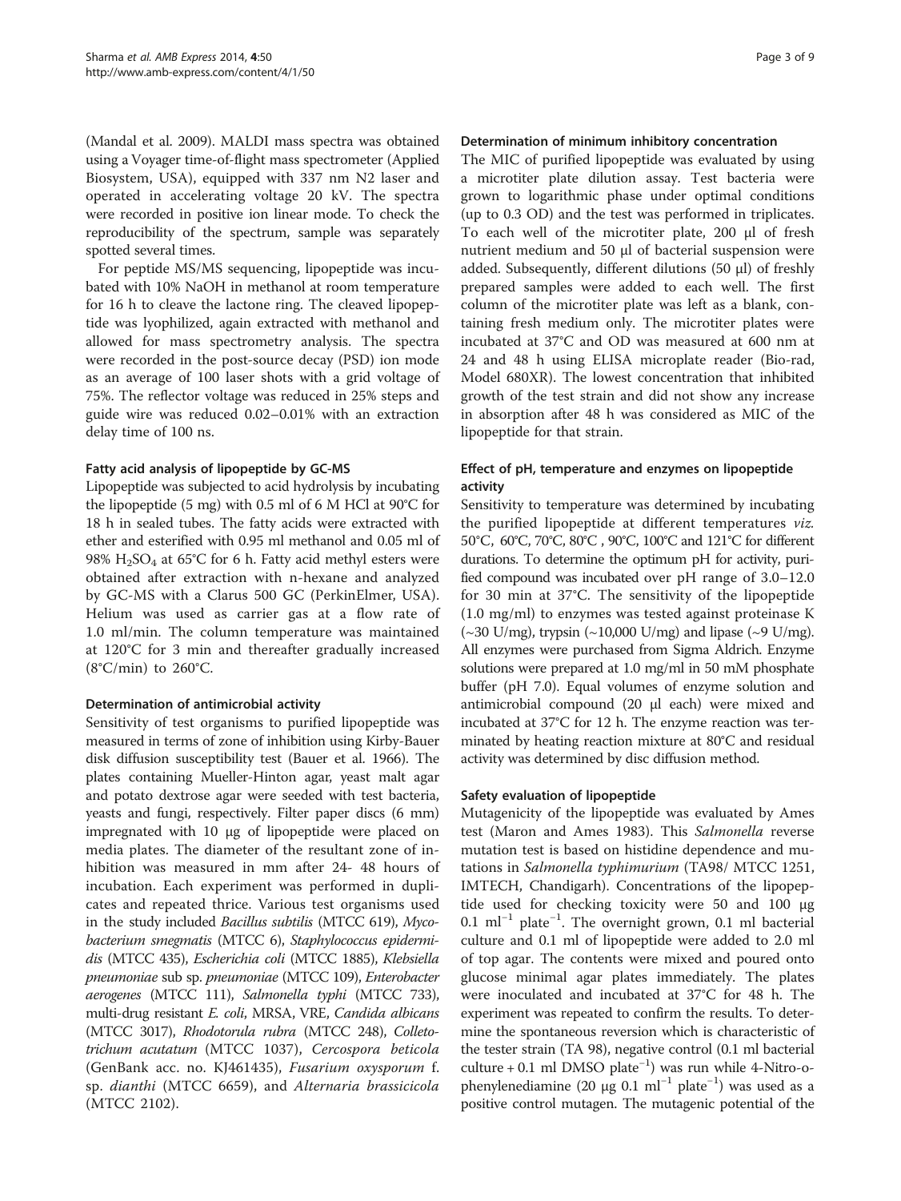(Mandal et al. 2009). MALDI mass spectra was obtained using a Voyager time-of-flight mass spectrometer (Applied Biosystem, USA), equipped with 337 nm N2 laser and operated in accelerating voltage 20 kV. The spectra were recorded in positive ion linear mode. To check the reproducibility of the spectrum, sample was separately spotted several times.

For peptide MS/MS sequencing, lipopeptide was incubated with 10% NaOH in methanol at room temperature for 16 h to cleave the lactone ring. The cleaved lipopeptide was lyophilized, again extracted with methanol and allowed for mass spectrometry analysis. The spectra were recorded in the post-source decay (PSD) ion mode as an average of 100 laser shots with a grid voltage of 75%. The reflector voltage was reduced in 25% steps and guide wire was reduced 0.02–0.01% with an extraction delay time of 100 ns.

#### Fatty acid analysis of lipopeptide by GC-MS

Lipopeptide was subjected to acid hydrolysis by incubating the lipopeptide (5 mg) with 0.5 ml of 6 M HCl at 90°C for 18 h in sealed tubes. The fatty acids were extracted with ether and esterified with 0.95 ml methanol and 0.05 ml of 98% $H_2SO_4$ at 65°C for 6 h. Fatty acid methyl esters were obtained after extraction with n-hexane and analyzed by GC-MS with a Clarus 500 GC (PerkinElmer, USA). Helium was used as carrier gas at a flow rate of 1.0 ml/min. The column temperature was maintained at 120°C for 3 min and thereafter gradually increased (8°C/min) to 260°C.

#### Determination of antimicrobial activity

Sensitivity of test organisms to purified lipopeptide was measured in terms of zone of inhibition using Kirby-Bauer disk diffusion susceptibility test (Bauer et al. 1966). The plates containing Mueller-Hinton agar, yeast malt agar and potato dextrose agar were seeded with test bacteria, yeasts and fungi, respectively. Filter paper discs (6 mm) impregnated with 10 μg of lipopeptide were placed on media plates. The diameter of the resultant zone of inhibition was measured in mm after 24- 48 hours of incubation. Each experiment was performed in duplicates and repeated thrice. Various test organisms used in the study included *Bacillus subtilis* (MTCC 619), *Mycobacterium smegmatis* (MTCC 6), *Staphylococcus epidermidis* (MTCC 435), *Escherichia coli* (MTCC 1885), *Klebsiella pneumoniae* sub sp. *pneumoniae* (MTCC 109), *Enterobacter aerogenes* (MTCC 111), *Salmonella typhi* (MTCC 733), multi-drug resistant *E. coli*, MRSA, VRE, *Candida albicans* (MTCC 3017), *Rhodotorula rubra* (MTCC 248), *Colletotrichum acutatum* (MTCC 1037), *Cercospora beticola* (GenBank acc. no. KJ461435), *Fusarium oxysporum* f. sp. *dianthi* (MTCC 6659), and *Alternaria brassicicola* (MTCC 2102).

#### Determination of minimum inhibitory concentration

The MIC of purified lipopeptide was evaluated by using a microtiter plate dilution assay. Test bacteria were grown to logarithmic phase under optimal conditions (up to 0.3 OD) and the test was performed in triplicates. To each well of the microtiter plate, 200 μl of fresh nutrient medium and 50 μl of bacterial suspension were added. Subsequently, different dilutions (50 μl) of freshly prepared samples were added to each well. The first column of the microtiter plate was left as a blank, containing fresh medium only. The microtiter plates were incubated at 37°C and OD was measured at 600 nm at 24 and 48 h using ELISA microplate reader (Bio-rad, Model 680XR). The lowest concentration that inhibited growth of the test strain and did not show any increase in absorption after 48 h was considered as MIC of the lipopeptide for that strain.

#### Effect of pH, temperature and enzymes on lipopeptide activity

Sensitivity to temperature was determined by incubating the purified lipopeptide at different temperatures *viz.* 50°C, 60°C, 70°C, 80°C , 90°C, 100°C and 121°C for different durations. To determine the optimum pH for activity, purified compound was incubated over pH range of 3.0–12.0 for 30 min at 37°C. The sensitivity of the lipopeptide (1.0 mg/ml) to enzymes was tested against proteinase K (~30 U/mg), trypsin (~10,000 U/mg) and lipase (~9 U/mg). All enzymes were purchased from Sigma Aldrich. Enzyme solutions were prepared at 1.0 mg/ml in 50 mM phosphate buffer (pH 7.0). Equal volumes of enzyme solution and antimicrobial compound (20 μl each) were mixed and incubated at 37°C for 12 h. The enzyme reaction was terminated by heating reaction mixture at 80°C and residual activity was determined by disc diffusion method.

#### Safety evaluation of lipopeptide

Mutagenicity of the lipopeptide was evaluated by Ames test (Maron and Ames 1983). This *Salmonella* reverse mutation test is based on histidine dependence and mutations in *Salmonella typhimurium* (TA98/ MTCC 1251, IMTECH, Chandigarh). Concentrations of the lipopeptide used for checking toxicity were 50 and 100 μg 0.1 $ml^{-1}$ $plate^{-1}$. The overnight grown, 0.1 ml bacterial culture and 0.1 ml of lipopeptide were added to 2.0 ml of top agar. The contents were mixed and poured onto glucose minimal agar plates immediately. The plates were inoculated and incubated at 37°C for 48 h. The experiment was repeated to confirm the results. To determine the spontaneous reversion which is characteristic of the tester strain (TA 98), negative control (0.1 ml bacterial culture + 0.1 ml DMSO $plate^{-1}$) was run while 4-Nitro-o-phenylenediamine (20 μg 0.1 $ml^{-1}$ $plate^{-1}$) was used as a positive control mutagen. The mutagenic potential of the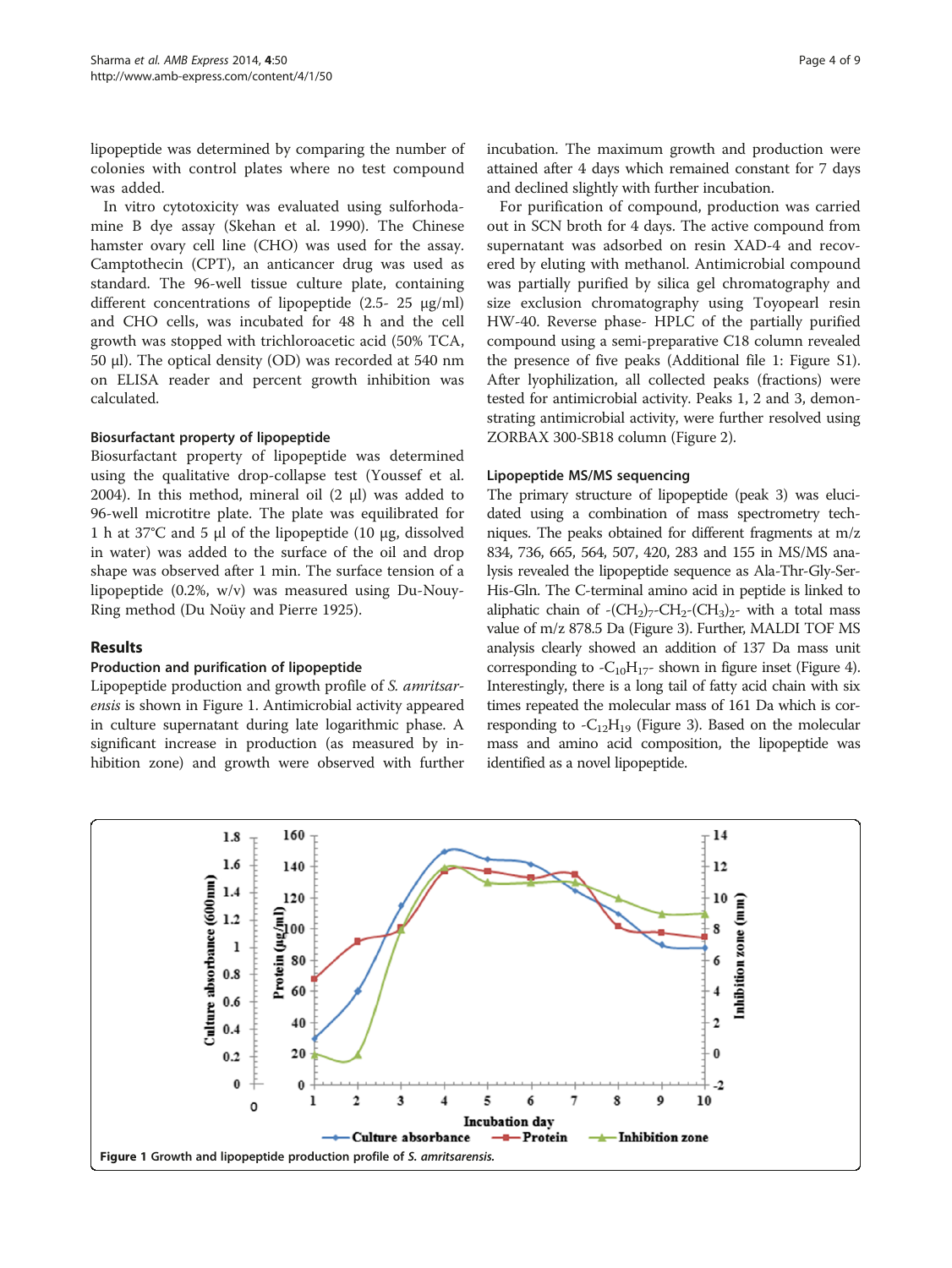lipopeptide was determined by comparing the number of colonies with control plates where no test compound was added.

In vitro cytotoxicity was evaluated using sulforhodamine B dye assay (Skehan et al. 1990). The Chinese hamster ovary cell line (CHO) was used for the assay. Camptothecin (CPT), an anticancer drug was used as standard. The 96-well tissue culture plate, containing different concentrations of lipopeptide (2.5- 25 μg/ml) and CHO cells, was incubated for 48 h and the cell growth was stopped with trichloroacetic acid (50% TCA, 50 μl). The optical density (OD) was recorded at 540 nm on ELISA reader and percent growth inhibition was calculated.

### Biosurfactant property of lipopeptide

Biosurfactant property of lipopeptide was determined using the qualitative drop-collapse test (Youssef et al. 2004). In this method, mineral oil (2 μl) was added to 96-well microtitre plate. The plate was equilibrated for 1 h at 37°C and 5 μl of the lipopeptide (10 μg, dissolved in water) was added to the surface of the oil and drop shape was observed after 1 min. The surface tension of a lipopeptide (0.2%, w/v) was measured using Du-Nouy-Ring method (Du Noüy and Pierre 1925).

## Results

### Production and purification of lipopeptide

Lipopeptide production and growth profile of *S. amritsarensis* is shown in Figure 1. Antimicrobial activity appeared in culture supernatant during late logarithmic phase. A significant increase in production (as measured by inhibition zone) and growth were observed with further incubation. The maximum growth and production were attained after 4 days which remained constant for 7 days and declined slightly with further incubation.

For purification of compound, production was carried out in SCN broth for 4 days. The active compound from supernatant was adsorbed on resin XAD-4 and recovered by eluting with methanol. Antimicrobial compound was partially purified by silica gel chromatography and size exclusion chromatography using Toyopearl resin HW-40. Reverse phase- HPLC of the partially purified compound using a semi-preparative C18 column revealed the presence of five peaks (Additional file 1: Figure S1). After lyophilization, all collected peaks (fractions) were tested for antimicrobial activity. Peaks 1, 2 and 3, demonstrating antimicrobial activity, were further resolved using ZORBAX 300-SB18 column (Figure 2).

### Lipopeptide MS/MS sequencing

The primary structure of lipopeptide (peak 3) was elucidated using a combination of mass spectrometry techniques. The peaks obtained for different fragments at m/z 834, 736, 665, 564, 507, 420, 283 and 155 in MS/MS analysis revealed the lipopeptide sequence as Ala-Thr-Gly-Ser-His-Gln. The C-terminal amino acid in peptide is linked to aliphatic chain of $-(CH_2)_7-CH_2-(CH_3)_2-$ with a total mass value of m/z 878.5 Da (Figure 3). Further, MALDI TOF MS analysis clearly showed an addition of 137 Da mass unit corresponding to $-C_{10}H_{17}-$ shown in figure inset (Figure 4). Interestingly, there is a long tail of fatty acid chain with six times repeated the molecular mass of 161 Da which is corresponding to $-C_{12}H_{19}$ (Figure 3). Based on the molecular mass and amino acid composition, the lipopeptide was identified as a novel lipopeptide.

**Figure 1** Growth and lipopeptide production profile of *S. amritsarensis*.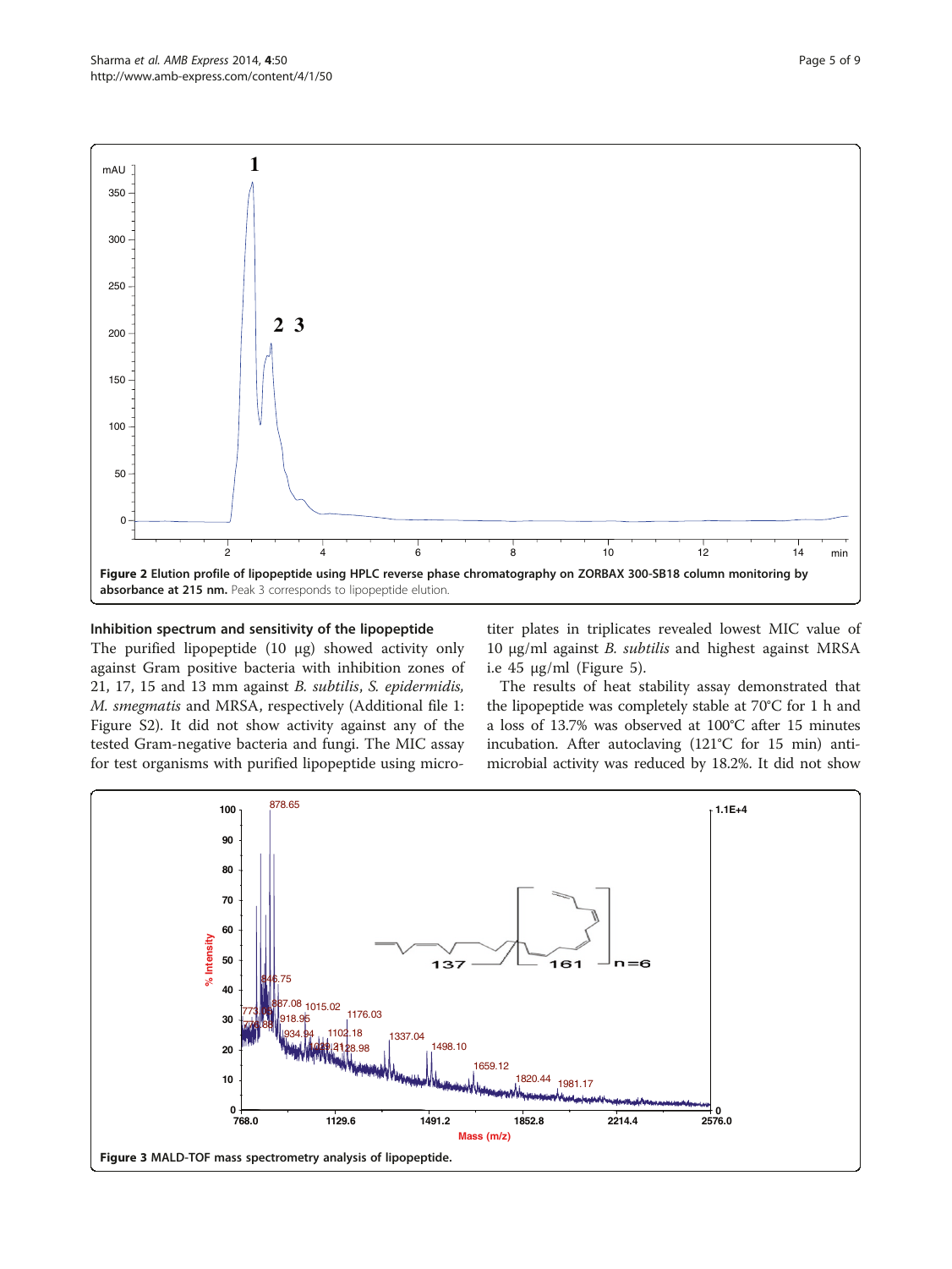Figure 2 Elution profile of lipopeptide using HPLC reverse phase chromatography on ZORBAX 300-SB18 column monitoring by absorbance at 215 nm. Peak 3 corresponds to lipopeptide elution.

### Inhibition spectrum and sensitivity of the lipopeptide

The purified lipopeptide (10 μg) showed activity only against Gram positive bacteria with inhibition zones of 21, 17, 15 and 13 mm against *B. subtilis*, *S. epidermidis*, *M. smegmatis* and MRSA, respectively (Additional file 1: Figure S2). It did not show activity against any of the tested Gram-negative bacteria and fungi. The MIC assay for test organisms with purified lipopeptide using microtiter plates in triplicates revealed lowest MIC value of 10 μg/ml against *B. subtilis* and highest against MRSA i.e 45 μg/ml (Figure 5).

The results of heat stability assay demonstrated that the lipopeptide was completely stable at 70°C for 1 h and a loss of 13.7% was observed at 100°C after 15 minutes incubation. After autoclaving (121°C for 15 min) antimicrobial activity was reduced by 18.2%. It did not show

Figure 3 MALD-TOF mass spectrometry analysis of lipopeptide.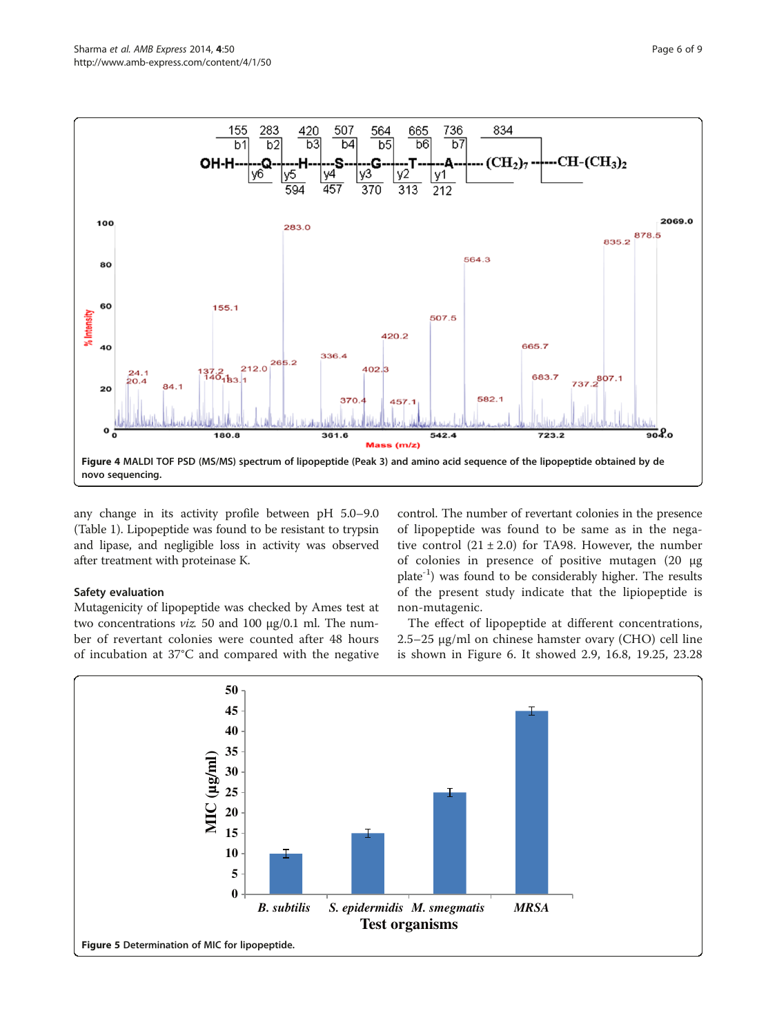**Figure 4** MALDI TOF PSD (MS/MS) spectrum of lipopeptide (Peak 3) and amino acid sequence of the lipopeptide obtained by de novo sequencing.

any change in its activity profile between pH 5.0–9.0 (Table 1). Lipopeptide was found to be resistant to trypsin and lipase, and negligible loss in activity was observed after treatment with proteinase K.

### Safety evaluation

Mutagenicity of lipopeptide was checked by Ames test at two concentrations *viz.* 50 and 100 μg/0.1 ml. The number of revertant colonies were counted after 48 hours of incubation at 37°C and compared with the negative control. The number of revertant colonies in the presence of lipopeptide was found to be same as in the negative control (21 ± 2.0) for TA98. However, the number of colonies in presence of positive mutagen (20 μg $plate^{-1}$) was found to be considerably higher. The results of the present study indicate that the lipiopeptide is non-mutagenic.

The effect of lipopeptide at different concentrations, 2.5–25 μg/ml on chinese hamster ovary (CHO) cell line is shown in Figure 6. It showed 2.9, 16.8, 19.25, 23.28

**Figure 5** Determination of MIC for lipopeptide.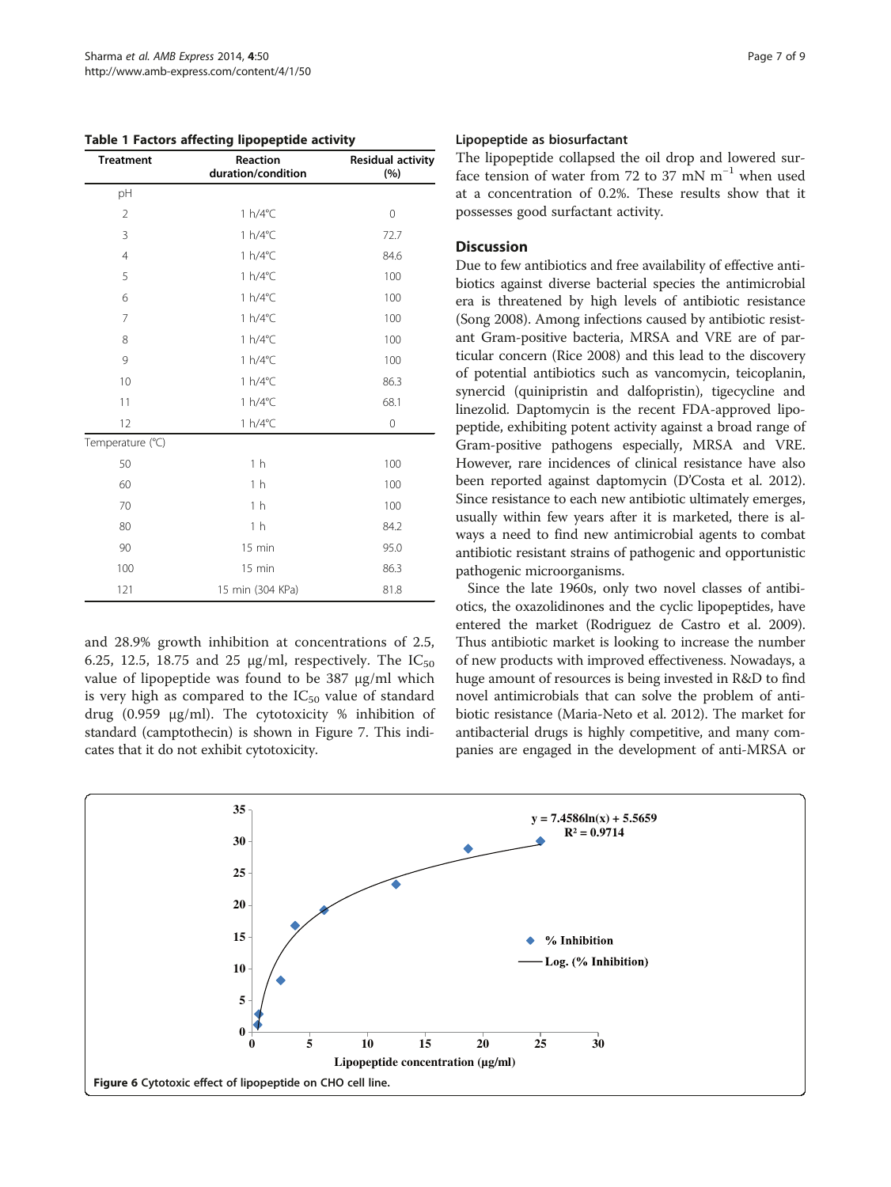**Table 1 Factors affecting lipopeptide activity**

| Treatment | Reaction duration/condition | Residual activity (%) |
|---|---|---|
| pH | | |
| 2 | 1 h/4°C | 0 |
| 3 | 1 h/4°C | 72.7 |
| 4 | 1 h/4°C | 84.6 |
| 5 | 1 h/4°C | 100 |
| 6 | 1 h/4°C | 100 |
| 7 | 1 h/4°C | 100 |
| 8 | 1 h/4°C | 100 |
| 9 | 1 h/4°C | 100 |
| 10 | 1 h/4°C | 86.3 |
| 11 | 1 h/4°C | 68.1 |
| 12 | 1 h/4°C | 0 |
| Temperature (°C) | | |
| 50 | 1 h | 100 |
| 60 | 1 h | 100 |
| 70 | 1 h | 100 |
| 80 | 1 h | 84.2 |
| 90 | 15 min | 95.0 |
| 100 | 15 min | 86.3 |
| 121 | 15 min (304 KPa) | 81.8 |

and 28.9% growth inhibition at concentrations of 2.5, 6.25, 12.5, 18.75 and 25 μg/ml, respectively. The $IC_{50}$ value of lipopeptide was found to be 387 μg/ml which is very high as compared to the $IC_{50}$ value of standard drug (0.959 μg/ml). The cytotoxicity % inhibition of standard (camptothecin) is shown in Figure 7. This indicates that it do not exhibit cytotoxicity.

### Lipopeptide as biosurfactant

The lipopeptide collapsed the oil drop and lowered surface tension of water from 72 to 37 mN $m^{-1}$ when used at a concentration of 0.2%. These results show that it possesses good surfactant activity.

## Discussion

Due to few antibiotics and free availability of effective antibiotics against diverse bacterial species the antimicrobial era is threatened by high levels of antibiotic resistance (Song 2008). Among infections caused by antibiotic resistant Gram-positive bacteria, MRSA and VRE are of particular concern (Rice 2008) and this lead to the discovery of potential antibiotics such as vancomycin, teicoplanin, synercid (quinipristin and dalfopristin), tigecycline and linezolid. Daptomycin is the recent FDA-approved lipopeptide, exhibiting potent activity against a broad range of Gram-positive pathogens especially, MRSA and VRE. However, rare incidences of clinical resistance have also been reported against daptomycin (D'Costa et al. 2012). Since resistance to each new antibiotic ultimately emerges, usually within few years after it is marketed, there is always a need to find new antimicrobial agents to combat antibiotic resistant strains of pathogenic and opportunistic pathogenic microorganisms.

Since the late 1960s, only two novel classes of antibiotics, the oxazolidinones and the cyclic lipopeptides, have entered the market (Rodriguez de Castro et al. 2009). Thus antibiotic market is looking to increase the number of new products with improved effectiveness. Nowadays, a huge amount of resources is being invested in R&D to find novel antimicrobials that can solve the problem of antibiotic resistance (Maria-Neto et al. 2012). The market for antibacterial drugs is highly competitive, and many companies are engaged in the development of anti-MRSA or

**Figure 6** Cytotoxic effect of lipopeptide on CHO cell line.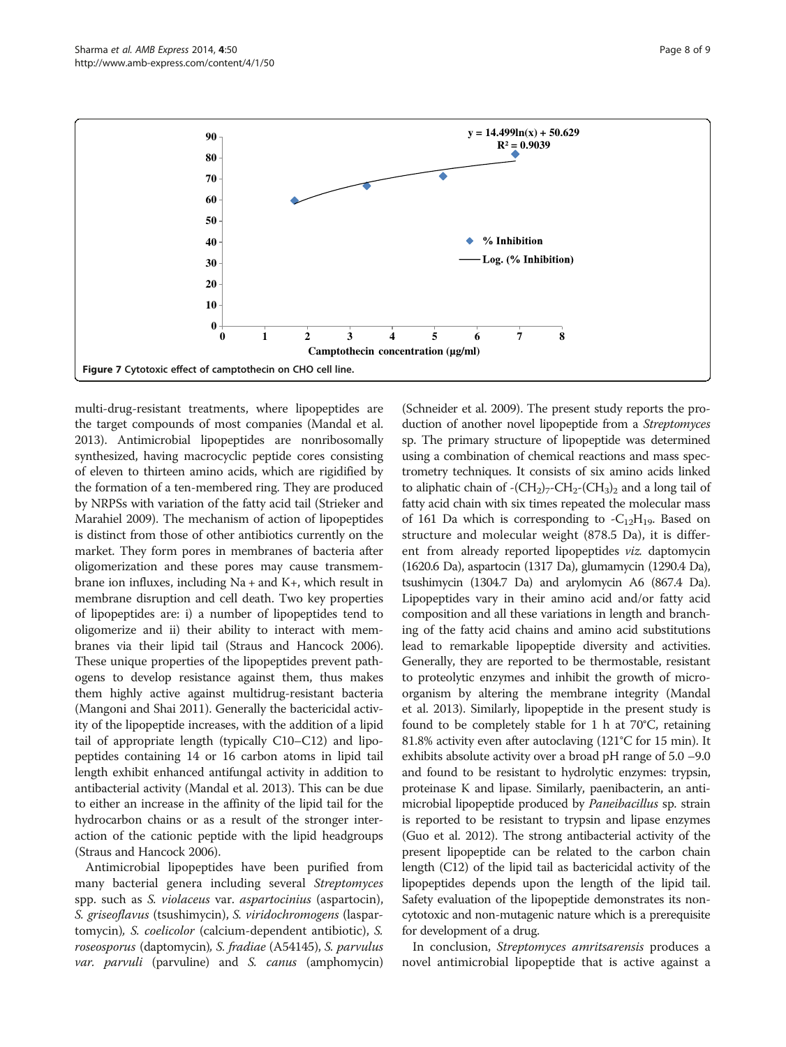Figure 7 Cytotoxic effect of camptothecin on CHO cell line.

multi-drug-resistant treatments, where lipopeptides are the target compounds of most companies (Mandal et al. 2013). Antimicrobial lipopeptides are nonribosomally synthesized, having macrocyclic peptide cores consisting of eleven to thirteen amino acids, which are rigidified by the formation of a ten-membered ring. They are produced by NRPSs with variation of the fatty acid tail (Strieker and Marahiel 2009). The mechanism of action of lipopeptides is distinct from those of other antibiotics currently on the market. They form pores in membranes of bacteria after oligomerization and these pores may cause transmembrane ion influxes, including Na + and K+, which result in membrane disruption and cell death. Two key properties of lipopeptides are: i) a number of lipopeptides tend to oligomerize and ii) their ability to interact with membranes via their lipid tail (Straus and Hancock 2006). These unique properties of the lipopeptides prevent pathogens to develop resistance against them, thus makes them highly active against multidrug-resistant bacteria (Mangoni and Shai 2011). Generally the bactericidal activity of the lipopeptide increases, with the addition of a lipid tail of appropriate length (typically C10–C12) and lipopeptides containing 14 or 16 carbon atoms in lipid tail length exhibit enhanced antifungal activity in addition to antibacterial activity (Mandal et al. 2013). This can be due to either an increase in the affinity of the lipid tail for the hydrocarbon chains or as a result of the stronger interaction of the cationic peptide with the lipid headgroups (Straus and Hancock 2006).

Antimicrobial lipopeptides have been purified from many bacterial genera including several *Streptomyces* spp. such as *S. violaceus* var. *aspartocinius* (aspartocin), *S. griseoflavus* (tsushimycin), *S. viridochromogens* (laspartomycin), *S. coelicolor* (calcium-dependent antibiotic), *S. roseosporus* (daptomycin), *S. fradiae* (A54145), *S. parvulus var. parvuli* (parvuline) and *S. canus* (amphomycin) (Schneider et al. 2009). The present study reports the production of another novel lipopeptide from a *Streptomyces* sp. The primary structure of lipopeptide was determined using a combination of chemical reactions and mass spectrometry techniques. It consists of six amino acids linked to aliphatic chain of $-(CH_2)_7$-$CH_2$-$(CH_3)_2$ and a long tail of fatty acid chain with six times repeated the molecular mass of 161 Da which is corresponding to $-C_{12}H_{19}$. Based on structure and molecular weight (878.5 Da), it is different from already reported lipopeptides *viz.* daptomycin (1620.6 Da), aspartocin (1317 Da), glumamycin (1290.4 Da), tsushimycin (1304.7 Da) and arylomycin A6 (867.4 Da). Lipopeptides vary in their amino acid and/or fatty acid composition and all these variations in length and branching of the fatty acid chains and amino acid substitutions lead to remarkable lipopeptide diversity and activities. Generally, they are reported to be thermostable, resistant to proteolytic enzymes and inhibit the growth of microorganism by altering the membrane integrity (Mandal et al. 2013). Similarly, lipopeptide in the present study is found to be completely stable for 1 h at 70°C, retaining 81.8% activity even after autoclaving (121°C for 15 min). It exhibits absolute activity over a broad pH range of 5.0 –9.0 and found to be resistant to hydrolytic enzymes: trypsin, proteinase K and lipase. Similarly, paenibacterin, an antimicrobial lipopeptide produced by *Paneibacillus* sp. strain is reported to be resistant to trypsin and lipase enzymes (Guo et al. 2012). The strong antibacterial activity of the present lipopeptide can be related to the carbon chain length (C12) of the lipid tail as bactericidal activity of the lipopeptides depends upon the length of the lipid tail. Safety evaluation of the lipopeptide demonstrates its noncytotoxic and non-mutagenic nature which is a prerequisite for development of a drug.

In conclusion, *Streptomyces amritsarensis* produces a novel antimicrobial lipopeptide that is active against a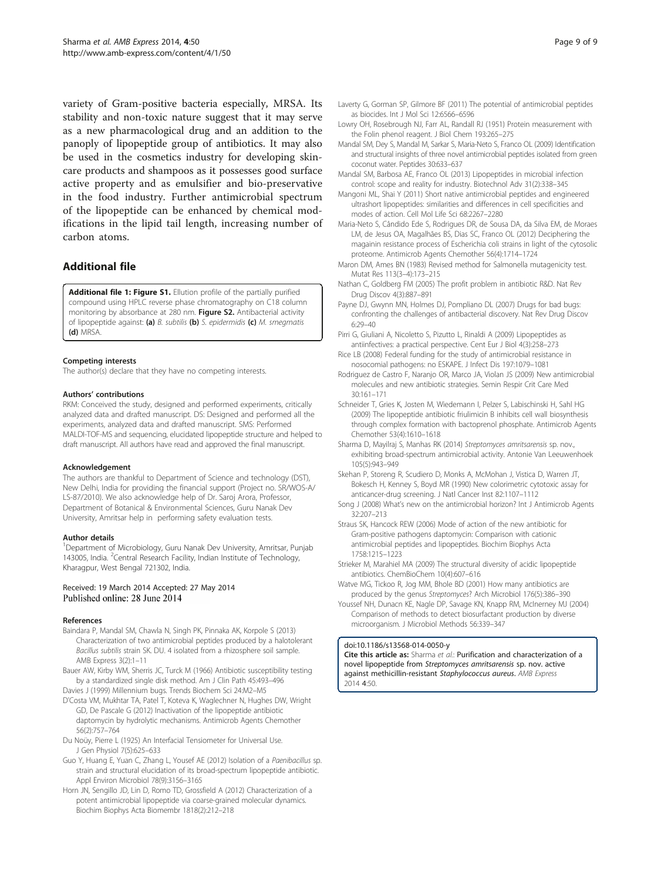variety of Gram-positive bacteria especially, MRSA. Its stability and non-toxic nature suggest that it may serve as a new pharmacological drug and an addition to the panoply of lipopeptide group of antibiotics. It may also be used in the cosmetics industry for developing skincare products and shampoos as it possesses good surface active property and as emulsifier and bio-preservative in the food industry. Further antimicrobial spectrum of the lipopeptide can be enhanced by chemical modifications in the lipid tail length, increasing number of carbon atoms.

## Additional file

**Additional file 1: Figure S1.** Ellution profile of the partially purified compound using HPLC reverse phase chromatography on C18 column monitoring by absorbance at 280 nm. **Figure S2.** Antibacterial activity of lipopeptide against: **(a)** *B. subtilis* **(b)** *S. epidermidis* **(c)** *M. smegmatis* **(d)** MRSA.

#### Competing interests

The author(s) declare that they have no competing interests.

#### Authors' contributions

RKM: Conceived the study, designed and performed experiments, critically analyzed data and drafted manuscript. DS: Designed and performed all the experiments, analyzed data and drafted manuscript. SMS: Performed MALDI-TOF-MS and sequencing, elucidated lipopeptide structure and helped to draft manuscript. All authors have read and approved the final manuscript.

#### Acknowledgement

The authors are thankful to Department of Science and technology (DST), New Delhi, India for providing the financial support (Project no. SR/WOS-A/LS-87/2010). We also acknowledge help of Dr. Saroj Arora, Professor, Department of Botanical & Environmental Sciences, Guru Nanak Dev University, Amritsar help in performing safety evaluation tests.

#### Author details

[1]Department of Microbiology, Guru Nanak Dev University, Amritsar, Punjab 143005, India. [2]Central Research Facility, Indian Institute of Technology, Kharagpur, West Bengal 721302, India.

Received: 19 March 2014 Accepted: 27 May 2014
Published online: 28 June 2014

#### References

Baindara P, Mandal SM, Chawla N, Singh PK, Pinnaka AK, Korpole S (2013) Characterization of two antimicrobial peptides produced by a halotolerant *Bacillus subtilis* strain SK. DU. 4 isolated from a rhizosphere soil sample. AMB Express 3(2):1–11

Bauer AW, Kirby WM, Sherris JC, Turck M (1966) Antibiotic susceptibility testing by a standardized single disk method. Am J Clin Path 45:493–496

Davies J (1999) Millennium bugs. Trends Biochem Sci 24:M2–M5

D'Costa VM, Mukhtar TA, Patel T, Koteva K, Waglechner N, Hughes DW, Wright GD, De Pascale G (2012) Inactivation of the lipopeptide antibiotic daptomycin by hydrolytic mechanisms. Antimicrob Agents Chemother 56(2):757–764

Du Noüy, Pierre L (1925) An Interfacial Tensiometer for Universal Use. J Gen Physiol 7(5):625–633

Guo Y, Huang E, Yuan C, Zhang L, Yousef AE (2012) Isolation of a *Paenibacillus* sp. strain and structural elucidation of its broad-spectrum lipopeptide antibiotic. Appl Environ Microbiol 78(9):3156–3165

Horn JN, Sengillo JD, Lin D, Romo TD, Grossfield A (2012) Characterization of a potent antimicrobial lipopeptide via coarse-grained molecular dynamics. Biochim Biophys Acta Biomembr 1818(2):212–218

Laverty G, Gorman SP, Gilmore BF (2011) The potential of antimicrobial peptides as biocides. Int J Mol Sci 12:6566–6596

Lowry OH, Rosebrough NJ, Farr AL, Randall RJ (1951) Protein measurement with the Folin phenol reagent. J Biol Chem 193:265–275

Mandal SM, Dey S, Mandal M, Sarkar S, Maria-Neto S, Franco OL (2009) Identification and structural insights of three novel antimicrobial peptides isolated from green coconut water. Peptides 30:633–637

Mandal SM, Barbosa AE, Franco OL (2013) Lipopeptides in microbial infection control: scope and reality for industry. Biotechnol Adv 31(2):338–345

Mangoni ML, Shai Y (2011) Short native antimicrobial peptides and engineered ultrashort lipopeptides: similarities and differences in cell specificities and modes of action. Cell Mol Life Sci 68:2267–2280

Maria-Neto S, Cândido Ede S, Rodrigues DR, de Sousa DA, da Silva EM, de Moraes LM, de Jesus OA, Magalhães BS, Dias SC, Franco OL (2012) Deciphering the magainin resistance process of Escherichia coli strains in light of the cytosolic proteome. Antimicrob Agents Chemother 56(4):1714–1724

Maron DM, Ames BN (1983) Revised method for Salmonella mutagenicity test. Mutat Res 113(3–4):173–215

Nathan C, Goldberg FM (2005) The profit problem in antibiotic R&D. Nat Rev Drug Discov 4(3):887–891

Payne DJ, Gwynn MN, Holmes DJ, Pompliano DL (2007) Drugs for bad bugs: confronting the challenges of antibacterial discovery. Nat Rev Drug Discov 6:29–40

Pirri G, Giuliani A, Nicoletto S, Pizutto L, Rinaldi A (2009) Lipopeptides as antiinfectives: a practical perspective. Cent Eur J Biol 4(3):258–273

Rice LB (2008) Federal funding for the study of antimicrobial resistance in nosocomial pathogens: no ESKAPE. J Infect Dis 197:1079–1081

Rodriguez de Castro F, Naranjo OR, Marco JA, Violan JS (2009) New antimicrobial molecules and new antibiotic strategies. Semin Respir Crit Care Med 30:161–171

Schneider T, Gries K, Josten M, Wiedemann I, Pelzer S, Labischinski H, Sahl HG (2009) The lipopeptide antibiotic friulimicin B inhibits cell wall biosynthesis through complex formation with bactoprenol phosphate. Antimicrob Agents Chemother 53(4):1610–1618

Sharma D, Mayilraj S, Manhas RK (2014) *Streptomyces amritsarensis* sp. nov., exhibiting broad-spectrum antimicrobial activity. Antonie Van Leeuwenhoek 105(5):943–949

Skehan P, Storeng R, Scudiero D, Monks A, McMohan J, Vistica D, Warren JT, Bokesch H, Kenney S, Boyd MR (1990) New colorimetric cytotoxic assay for anticancer-drug screening. J Natl Cancer Inst 82:1107–1112

Song J (2008) What's new on the antimicrobial horizon? Int J Antimicrob Agents 32:207–213

Straus SK, Hancock REW (2006) Mode of action of the new antibiotic for Gram-positive pathogens daptomycin: Comparison with cationic antimicrobial peptides and lipopeptides. Biochim Biophys Acta 1758:1215–1223

Strieker M, Marahiel MA (2009) The structural diversity of acidic lipopeptide antibiotics. ChemBioChem 10(4):607–616

Watve MG, Tickoo R, Jog MM, Bhole BD (2001) How many antibiotics are produced by the genus *Streptomyces*? Arch Microbiol 176(5):386–390

Youssef NH, Dunacn KE, Nagle DP, Savage KN, Knapp RM, McInerney MJ (2004) Comparison of methods to detect biosurfactant production by diverse microorganism. J Microbiol Methods 56:339–347

doi:10.1186/s13568-014-0050-y

**Cite this article as:** Sharma *et al.*: Purification and characterization of a novel lipopeptide from *Streptomyces amritsarensis* sp. nov. active against methicillin-resistant *Staphylococcus aureus*. *AMB Express* 2014 **4**:50.